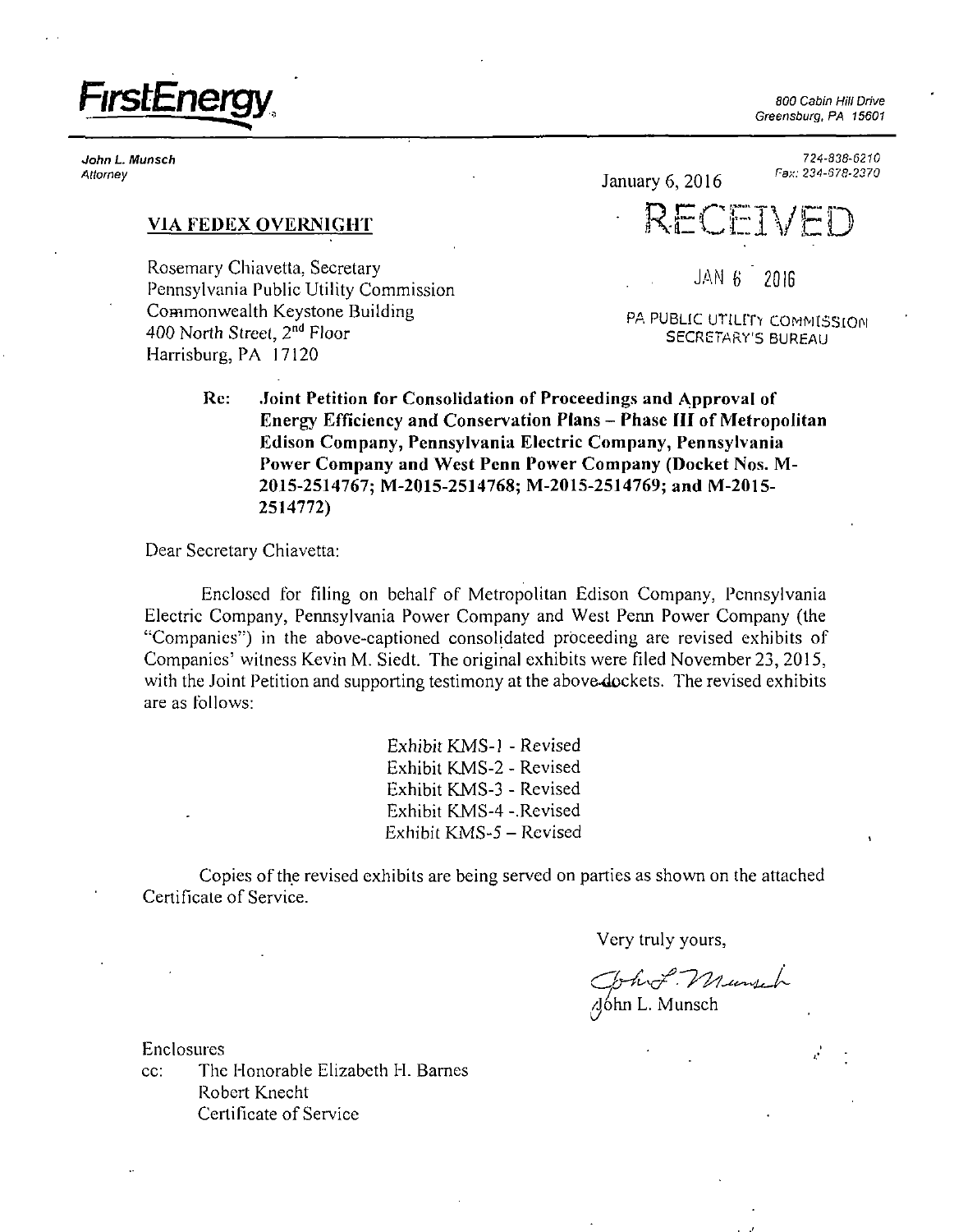**FirstEnergy**

800 Cabin Hill Drive
Greensburg, PA 15601

*John L. Munsch*
*Attorney*

724-838-6210
Fax: 234-678-2370

January 6, 2016

RECEIVED

JAN 6 2016

PA PUBLIC UTILITY COMMISSION
SECRETARY'S BUREAU

**VIA FEDEX OVERNIGHT**

Rosemary Chiavetta, Secretary
Pennsylvania Public Utility Commission
Commonwealth Keystone Building
400 North Street, 2nd Floor
Harrisburg, PA 17120

Re: **Joint Petition for Consolidation of Proceedings and Approval of Energy Efficiency and Conservation Plans – Phase III of Metropolitan Edison Company, Pennsylvania Electric Company, Pennsylvania Power Company and West Penn Power Company (Docket Nos. M-2015-2514767; M-2015-2514768; M-2015-2514769; and M-2015-2514772)**

Dear Secretary Chiavetta:

Enclosed for filing on behalf of Metropolitan Edison Company, Pennsylvania Electric Company, Pennsylvania Power Company and West Penn Power Company (the "Companies") in the above-captioned consolidated proceeding are revised exhibits of Companies' witness Kevin M. Siedt. The original exhibits were filed November 23, 2015, with the Joint Petition and supporting testimony at the above dockets. The revised exhibits are as follows:

Exhibit KMS-1 - Revised
Exhibit KMS-2 - Revised
Exhibit KMS-3 - Revised
Exhibit KMS-4 - Revised
Exhibit KMS-5 – Revised

Copies of the revised exhibits are being served on parties as shown on the attached Certificate of Service.

Very truly yours,

John L. Munsch

Enclosures
cc: The Honorable Elizabeth H. Barnes
Robert Knecht
Certificate of Service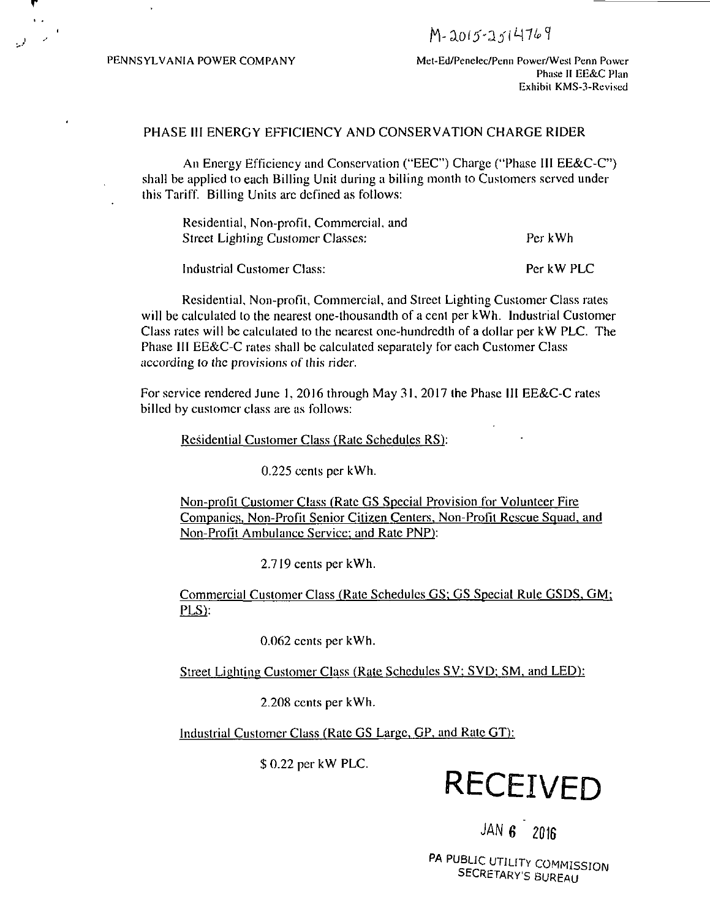M-2015-2514769

PENNSYLVANIA POWER COMPANY

Met-Ed/Penelec/Penn Power/West Penn Power
Phase II EE&C Plan
Exhibit KMS-3-Revised

## PHASE III ENERGY EFFICIENCY AND CONSERVATION CHARGE RIDER

An Energy Efficiency and Conservation ("EEC") Charge ("Phase III EE&C-C") shall be applied to each Billing Unit during a billing month to Customers served under this Tariff. Billing Units are defined as follows:

| | |
|---|---|
| Residential, Non-profit, Commercial, and Street Lighting Customer Classes: | Per kWh |
| Industrial Customer Class: | Per kW PLC |

Residential, Non-profit, Commercial, and Street Lighting Customer Class rates will be calculated to the nearest one-thousandth of a cent per kWh. Industrial Customer Class rates will be calculated to the nearest one-hundredth of a dollar per kW PLC. The Phase III EE&C-C rates shall be calculated separately for each Customer Class according to the provisions of this rider.

For service rendered June 1, 2016 through May 31, 2017 the Phase III EE&C-C rates billed by customer class are as follows:

Residential Customer Class (Rate Schedules RS):

0.225 cents per kWh.

Non-profit Customer Class (Rate GS Special Provision for Volunteer Fire Companies, Non-Profit Senior Citizen Centers, Non-Profit Rescue Squad, and Non-Profit Ambulance Service; and Rate PNP):

2.719 cents per kWh.

Commercial Customer Class (Rate Schedules GS; GS Special Rule GSDS, GM; PLS):

0.062 cents per kWh.

Street Lighting Customer Class (Rate Schedules SV; SVD; SM, and LED):

2.208 cents per kWh.

Industrial Customer Class (Rate GS Large, GP, and Rate GT):

$ 0.22 per kW PLC.

RECEIVED

JAN 6 2016

PA PUBLIC UTILITY COMMISSION
SECRETARY'S BUREAU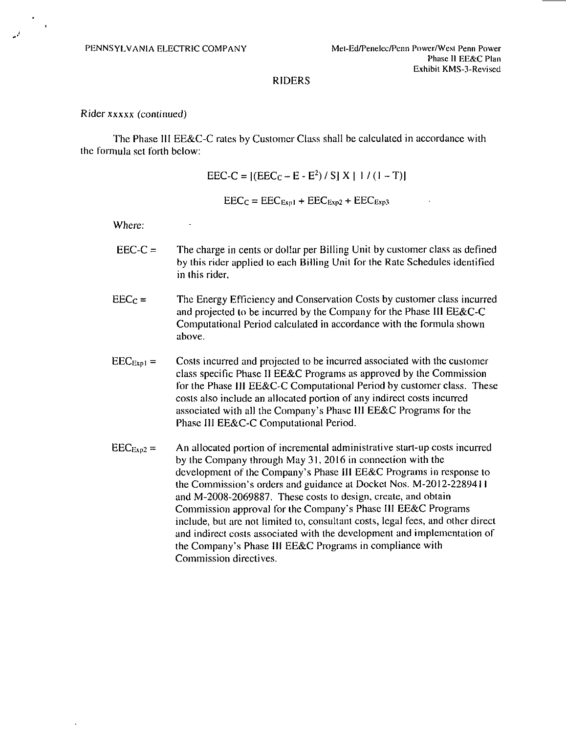PENNSYLVANIA ELECTRIC COMPANY

Met-Ed/Penelec/Penn Power/West Penn Power
Phase II EE&C Plan
Exhibit KMS-3-Revised

## RIDERS

*Rider xxxxx (continued)*

The Phase III EE&C-C rates by Customer Class shall be calculated in accordance with the formula set forth below:

$$EEC\text{-}C = [(EEC_C - E - E^2) / S] \times [1 / (1 - T)]$$

$$EEC_C = EEC_{Exp1} + EEC_{Exp2} + EEC_{Exp3}$$

Where:

EEC-C = The charge in cents or dollar per Billing Unit by customer class as defined by this rider applied to each Billing Unit for the Rate Schedules identified in this rider.

$EEC_C$ = The Energy Efficiency and Conservation Costs by customer class incurred and projected to be incurred by the Company for the Phase III EE&C-C Computational Period calculated in accordance with the formula shown above.

$EEC_{Exp1}$ = Costs incurred and projected to be incurred associated with the customer class specific Phase II EE&C Programs as approved by the Commission for the Phase III EE&C-C Computational Period by customer class. These costs also include an allocated portion of any indirect costs incurred associated with all the Company's Phase III EE&C Programs for the Phase III EE&C-C Computational Period.

$EEC_{Exp2}$ = An allocated portion of incremental administrative start-up costs incurred by the Company through May 31, 2016 in connection with the development of the Company's Phase III EE&C Programs in response to the Commission's orders and guidance at Docket Nos. M-2012-2289411 and M-2008-2069887. These costs to design, create, and obtain Commission approval for the Company's Phase III EE&C Programs include, but are not limited to, consultant costs, legal fees, and other direct and indirect costs associated with the development and implementation of the Company's Phase III EE&C Programs in compliance with Commission directives.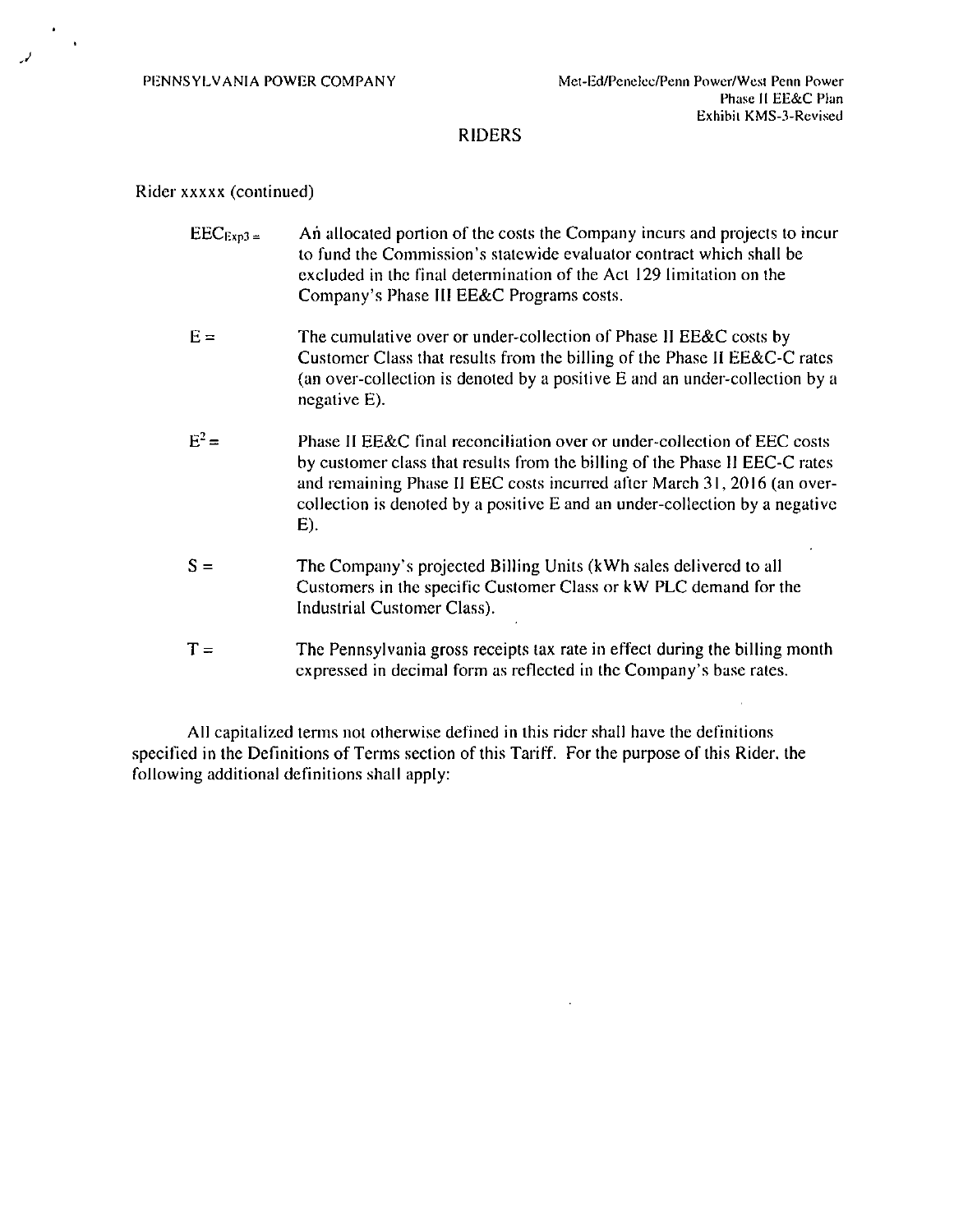PENNSYLVANIA POWER COMPANY

Met-Ed/Penelec/Penn Power/West Penn Power
Phase II EE&C Plan
Exhibit KMS-3-Revised

## RIDERS

Rider xxxxx (continued)

$EEC_{Exp3}$ = An allocated portion of the costs the Company incurs and projects to incur to fund the Commission's statewide evaluator contract which shall be excluded in the final determination of the Act 129 limitation on the Company's Phase III EE&C Programs costs.

E = The cumulative over or under-collection of Phase II EE&C costs by Customer Class that results from the billing of the Phase II EE&C-C rates (an over-collection is denoted by a positive E and an under-collection by a negative E).

$E^2$ = Phase II EE&C final reconciliation over or under-collection of EEC costs by customer class that results from the billing of the Phase II EEC-C rates and remaining Phase II EEC costs incurred after March 31, 2016 (an over-collection is denoted by a positive E and an under-collection by a negative E).

S = The Company's projected Billing Units (kWh sales delivered to all Customers in the specific Customer Class or kW PLC demand for the Industrial Customer Class).

T = The Pennsylvania gross receipts tax rate in effect during the billing month expressed in decimal form as reflected in the Company's base rates.

All capitalized terms not otherwise defined in this rider shall have the definitions specified in the Definitions of Terms section of this Tariff. For the purpose of this Rider, the following additional definitions shall apply: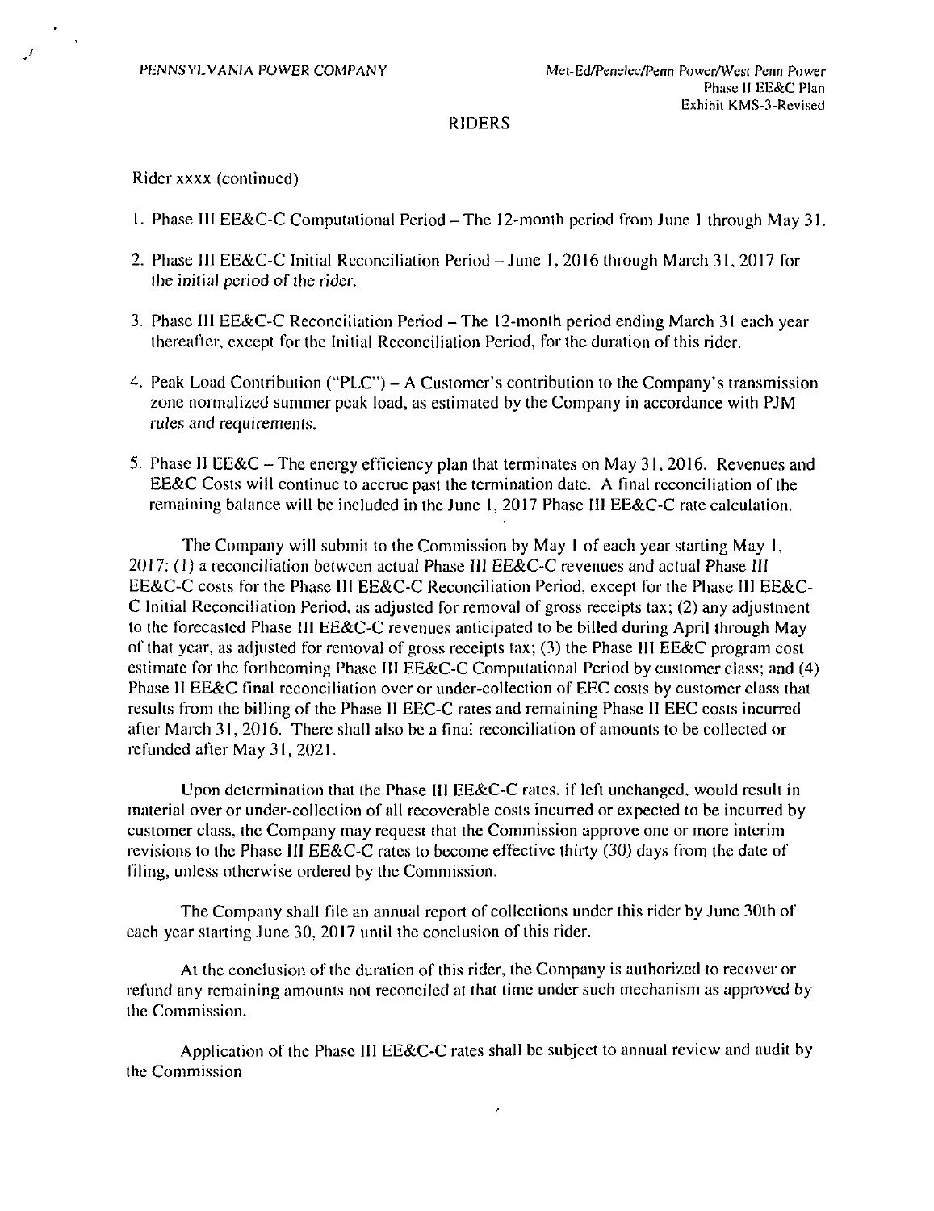PENNSYLVANIA POWER COMPANY

Met-Ed/Penelec/Penn Power/West Penn Power
Phase II EE&C Plan
Exhibit KMS-3-Revised

## RIDERS

Rider xxxx (continued)

1. Phase III EE&C-C Computational Period – The 12-month period from June 1 through May 31.

2. Phase III EE&C-C Initial Reconciliation Period – June 1, 2016 through March 31, 2017 for the initial period of the rider.

3. Phase III EE&C-C Reconciliation Period – The 12-month period ending March 31 each year thereafter, except for the Initial Reconciliation Period, for the duration of this rider.

4. Peak Load Contribution ("PLC") – A Customer's contribution to the Company's transmission zone normalized summer peak load, as estimated by the Company in accordance with PJM rules and requirements.

5. Phase II EE&C – The energy efficiency plan that terminates on May 31, 2016. Revenues and EE&C Costs will continue to accrue past the termination date. A final reconciliation of the remaining balance will be included in the June 1, 2017 Phase III EE&C-C rate calculation.

The Company will submit to the Commission by May 1 of each year starting May 1, 2017: (1) a reconciliation between actual Phase III EE&C-C revenues and actual Phase III EE&C-C costs for the Phase III EE&C-C Reconciliation Period, except for the Phase III EE&C-C Initial Reconciliation Period, as adjusted for removal of gross receipts tax; (2) any adjustment to the forecasted Phase III EE&C-C revenues anticipated to be billed during April through May of that year, as adjusted for removal of gross receipts tax; (3) the Phase III EE&C program cost estimate for the forthcoming Phase III EE&C-C Computational Period by customer class; and (4) Phase II EE&C final reconciliation over or under-collection of EEC costs by customer class that results from the billing of the Phase II EEC-C rates and remaining Phase II EEC costs incurred after March 31, 2016. There shall also be a final reconciliation of amounts to be collected or refunded after May 31, 2021.

Upon determination that the Phase III EE&C-C rates, if left unchanged, would result in material over or under-collection of all recoverable costs incurred or expected to be incurred by customer class, the Company may request that the Commission approve one or more interim revisions to the Phase III EE&C-C rates to become effective thirty (30) days from the date of filing, unless otherwise ordered by the Commission.

The Company shall file an annual report of collections under this rider by June 30th of each year starting June 30, 2017 until the conclusion of this rider.

At the conclusion of the duration of this rider, the Company is authorized to recover or refund any remaining amounts not reconciled at that time under such mechanism as approved by the Commission.

Application of the Phase III EE&C-C rates shall be subject to annual review and audit by the Commission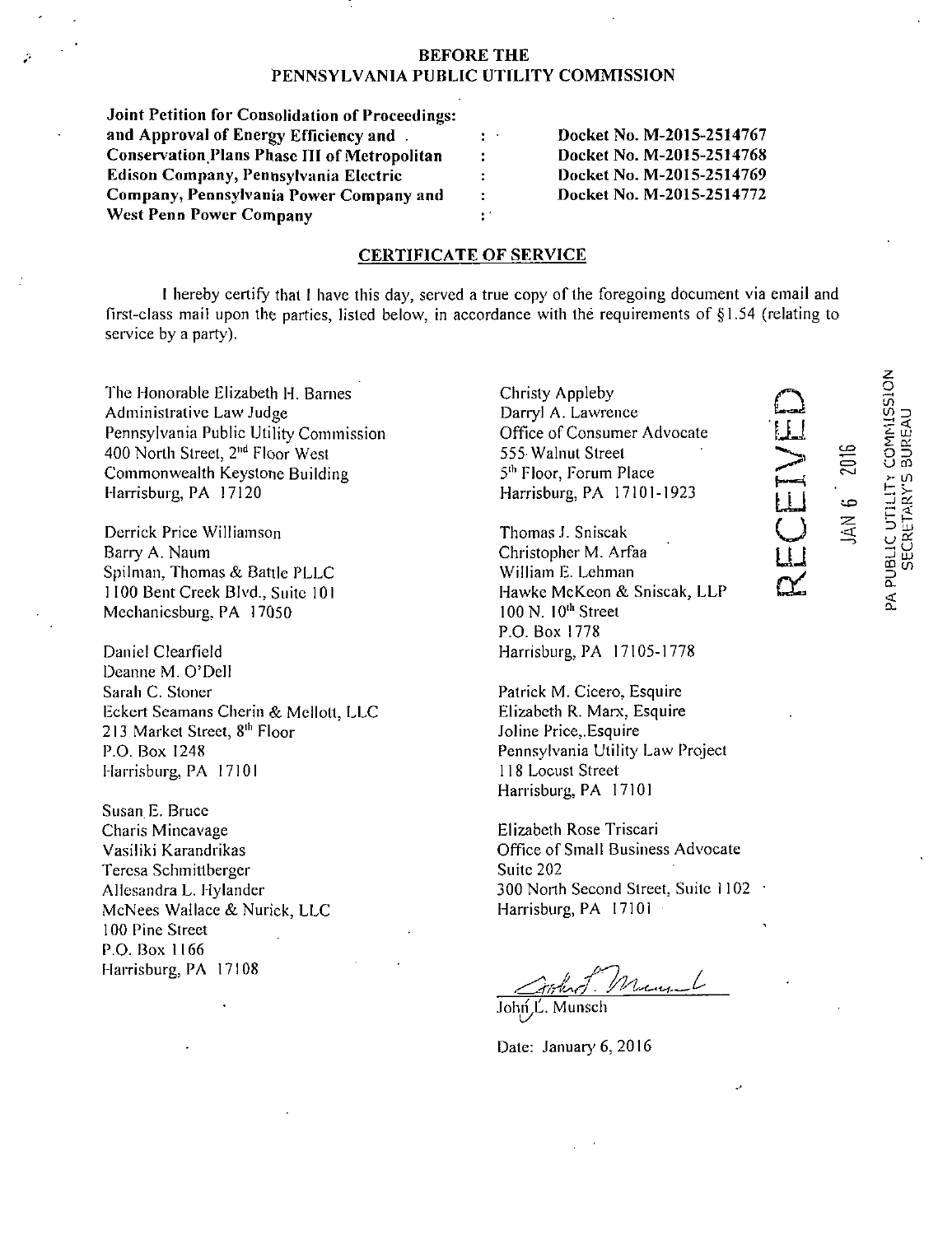**BEFORE THE**
**PENNSYLVANIA PUBLIC UTILITY COMMISSION**

| | | |
|---|---|---|
| **Joint Petition for Consolidation of Proceedings: and Approval of Energy Efficiency and Conservation Plans Phase III of Metropolitan Edison Company, Pennsylvania Electric Company, Pennsylvania Power Company and West Penn Power Company** | : | **Docket No. M-2015-2514767** **Docket No. M-2015-2514768** **Docket No. M-2015-2514769** **Docket No. M-2015-2514772** |

## CERTIFICATE OF SERVICE

I hereby certify that I have this day, served a true copy of the foregoing document via email and first-class mail upon the parties, listed below, in accordance with the requirements of §1.54 (relating to service by a party).

The Honorable Elizabeth H. Barnes
Administrative Law Judge
Pennsylvania Public Utility Commission
400 North Street, 2nd Floor West
Commonwealth Keystone Building
Harrisburg, PA 17120

Derrick Price Williamson
Barry A. Naum
Spilman, Thomas & Battle PLLC
1100 Bent Creek Blvd., Suite 101
Mechanicsburg, PA 17050

Daniel Clearfield
Deanne M. O'Dell
Sarah C. Stoner
Eckert Seamans Cherin & Mellott, LLC
213 Market Street, 8th Floor
P.O. Box 1248
Harrisburg, PA 17101

Susan E. Bruce
Charis Mincavage
Vasiliki Karandrikas
Teresa Schmittberger
Allesandra L. Hylander
McNees Wallace & Nurick, LLC
100 Pine Street
P.O. Box 1166
Harrisburg, PA 17108

Christy Appleby
Darryl A. Lawrence
Office of Consumer Advocate
555 Walnut Street
5th Floor, Forum Place
Harrisburg, PA 17101-1923

Thomas J. Sniscak
Christopher M. Arfaa
William E. Lehman
Hawke McKeon & Sniscak, LLP
100 N. 10th Street
P.O. Box 1778
Harrisburg, PA 17105-1778

Patrick M. Cicero, Esquire
Elizabeth R. Marx, Esquire
Joline Price, Esquire
Pennsylvania Utility Law Project
118 Locust Street
Harrisburg, PA 17101

Elizabeth Rose Triscari
Office of Small Business Advocate
Suite 202
300 North Second Street, Suite 1102
Harrisburg, PA 17101

RECEIVED
JAN 6 2016
PA PUBLIC UTILITY COMMISSION
SECRETARY'S BUREAU

John L. Munsch

Date: January 6, 2016